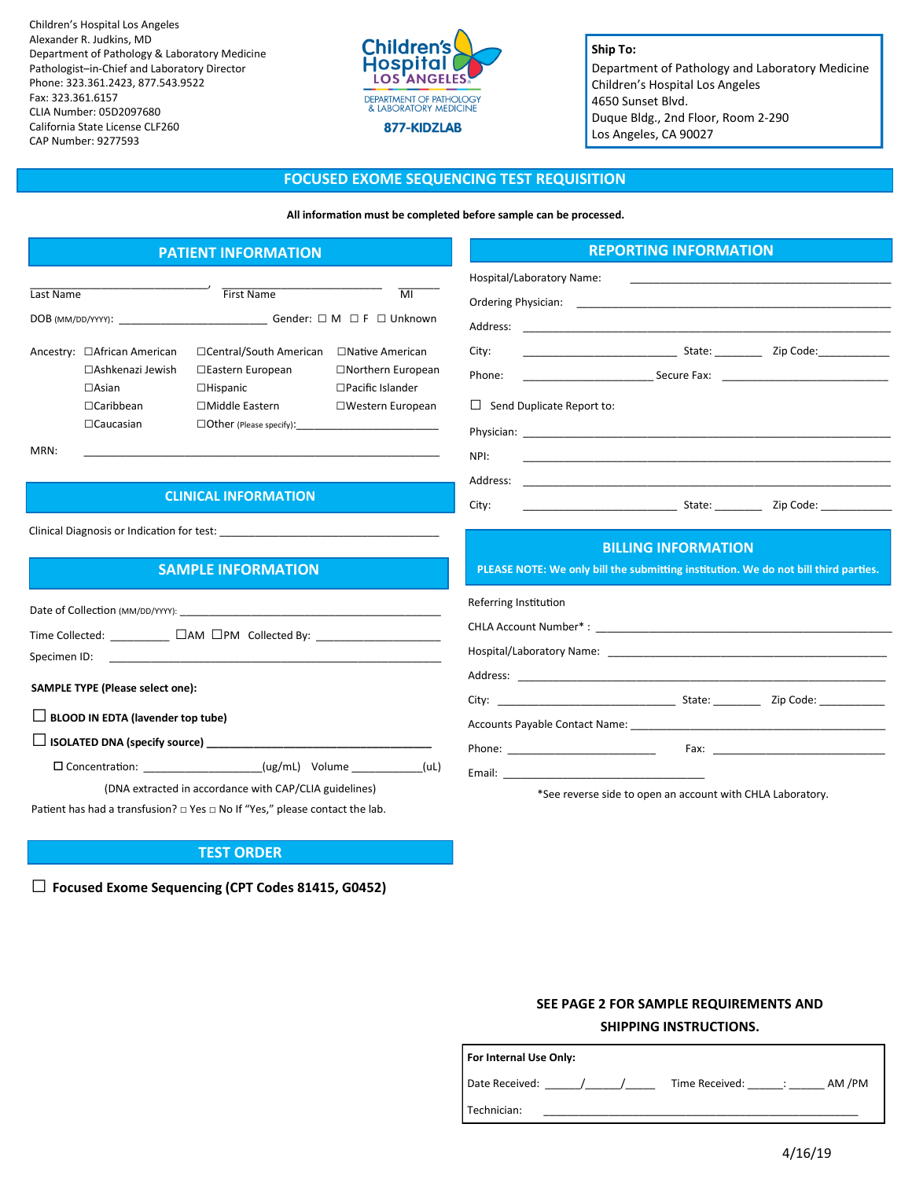Children's Hospital Los Angeles
Alexander R. Judkins, MD
Department of Pathology & Laboratory Medicine
Pathologist–in-Chief and Laboratory Director
Phone: 323.361.2423, 877.543.9522
Fax: 323.361.6157
CLIA Number: 05D2097680
California State License CLF260
CAP Number: 9277593

Children's Hospital LOS ANGELES
DEPARTMENT OF PATHOLOGY & LABORATORY MEDICINE
877-KIDZLAB

**Ship To:**
Department of Pathology and Laboratory Medicine
Children's Hospital Los Angeles
4650 Sunset Blvd.
Duque Bldg., 2nd Floor, Room 2-290
Los Angeles, CA 90027

# FOCUSED EXOME SEQUENCING TEST REQUISITION

**All information must be completed before sample can be processed.**

## PATIENT INFORMATION

________________________, ________________________ ______
Last Name First Name MI

DOB (MM/DD/YYYY): ______________________ Gender: ☐ M ☐ F ☐ Unknown

Ancestry:
- ☐African American
- ☐Ashkenazi Jewish
- ☐Asian
- ☐Caribbean
- ☐Caucasian
- ☐Central/South American
- ☐Eastern European
- ☐Hispanic
- ☐Middle Eastern
- ☐Other (Please specify):______________________
- ☐Native American
- ☐Northern European
- ☐Pacific Islander
- ☐Western European

MRN: ______________________________________________

## CLINICAL INFORMATION

Clinical Diagnosis or Indication for test: ________________________________

## SAMPLE INFORMATION

Date of Collection (MM/DD/YYYY): ______________________________________

Time Collected: _________ ☐AM ☐PM Collected By: ____________________

Specimen ID: ______________________________________________

**SAMPLE TYPE (Please select one):**

☐ **BLOOD IN EDTA (lavender top tube)**

☐ **ISOLATED DNA (specify source)** ________________________________

☐ Concentration: __________________(ug/mL) Volume ___________(uL)

(DNA extracted in accordance with CAP/CLIA guidelines)

Patient has had a transfusion? ☐ Yes ☐ No If "Yes," please contact the lab.

## TEST ORDER

☐ **Focused Exome Sequencing (CPT Codes 81415, G0452)**

## REPORTING INFORMATION

Hospital/Laboratory Name: ________________________________________

Ordering Physician: ________________________________________

Address: ________________________________________

City: ______________________ State: _______ Zip Code:___________

Phone: ____________________ Secure Fax: __________________________

☐ Send Duplicate Report to:

Physician: ________________________________________

NPI: ________________________________________

Address: ________________________________________

City: ______________________ State: _______ Zip Code: ___________

## BILLING INFORMATION

**PLEASE NOTE: We only bill the submitting institution. We do not bill third parties.**

Referring Institution

CHLA Account Number* : ________________________________________

Hospital/Laboratory Name: ________________________________________

Address: ________________________________________

City: ________________________ State: _______ Zip Code: ___________

Accounts Payable Contact Name: ________________________________

Phone: ______________________ Fax: ____________________________

Email: ________________________________

*See reverse side to open an account with CHLA Laboratory.

**SEE PAGE 2 FOR SAMPLE REQUIREMENTS AND SHIPPING INSTRUCTIONS.**

**For Internal Use Only:**

Date Received: ______/______/_____ Time Received: ______:______ AM /PM

Technician: ________________________________________

4/16/19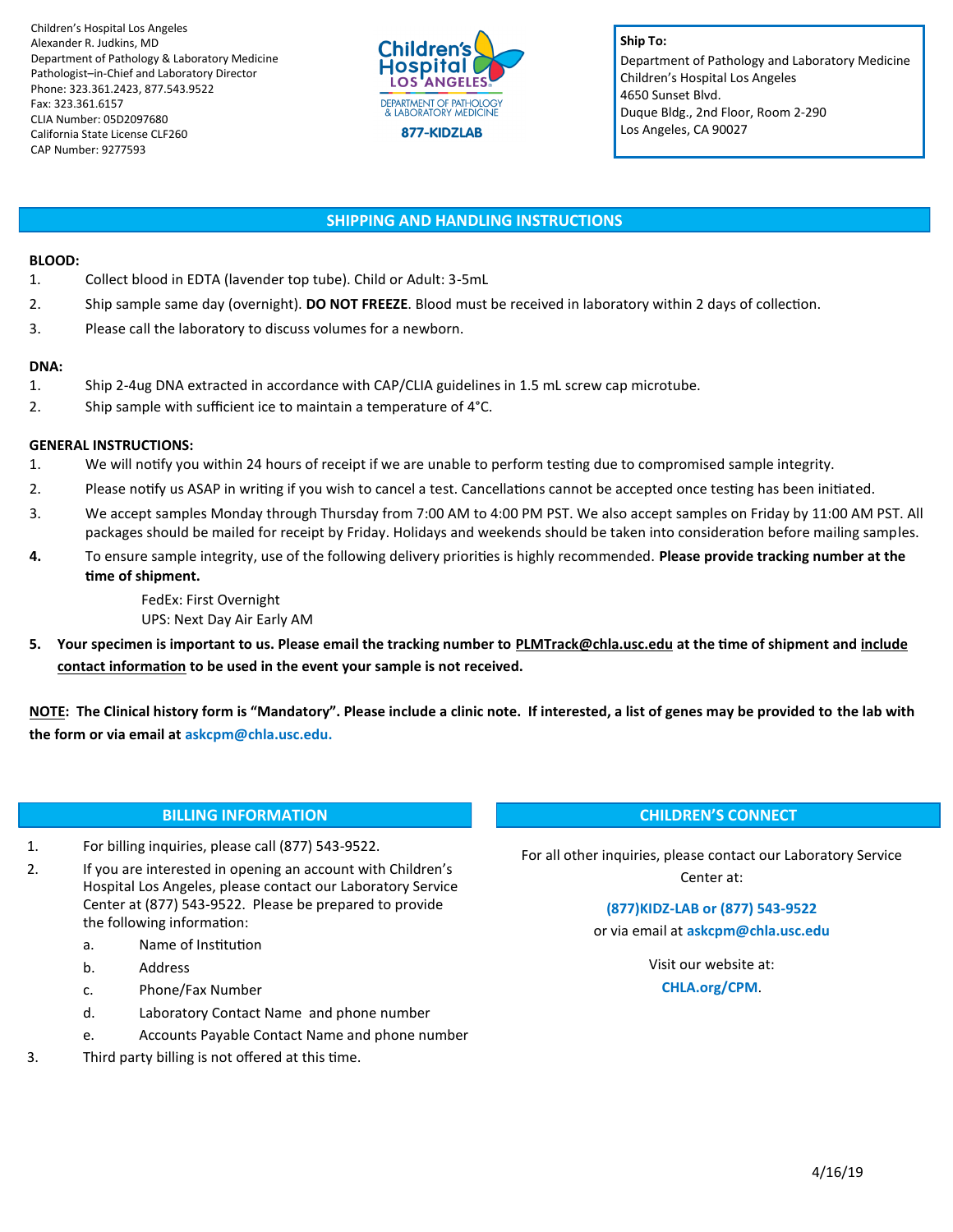Children's Hospital Los Angeles
Alexander R. Judkins, MD
Department of Pathology & Laboratory Medicine
Pathologist–in-Chief and Laboratory Director
Phone: 323.361.2423, 877.543.9522
Fax: 323.361.6157
CLIA Number: 05D2097680
California State License CLF260
CAP Number: 9277593

Children's Hospital LOS ANGELES
DEPARTMENT OF PATHOLOGY & LABORATORY MEDICINE
877-KIDZLAB

**Ship To:**
Department of Pathology and Laboratory Medicine
Children's Hospital Los Angeles
4650 Sunset Blvd.
Duque Bldg., 2nd Floor, Room 2-290
Los Angeles, CA 90027

## SHIPPING AND HANDLING INSTRUCTIONS

**BLOOD:**

1. Collect blood in EDTA (lavender top tube). Child or Adult: 3-5mL
2. Ship sample same day (overnight). **DO NOT FREEZE**. Blood must be received in laboratory within 2 days of collection.
3. Please call the laboratory to discuss volumes for a newborn.

**DNA:**

1. Ship 2-4ug DNA extracted in accordance with CAP/CLIA guidelines in 1.5 mL screw cap microtube.
2. Ship sample with sufficient ice to maintain a temperature of 4°C.

**GENERAL INSTRUCTIONS:**

1. We will notify you within 24 hours of receipt if we are unable to perform testing due to compromised sample integrity.
2. Please notify us ASAP in writing if you wish to cancel a test. Cancellations cannot be accepted once testing has been initiated.
3. We accept samples Monday through Thursday from 7:00 AM to 4:00 PM PST. We also accept samples on Friday by 11:00 AM PST. All packages should be mailed for receipt by Friday. Holidays and weekends should be taken into consideration before mailing samples.
4. To ensure sample integrity, use of the following delivery priorities is highly recommended. **Please provide tracking number at the time of shipment.**

   FedEx: First Overnight
   UPS: Next Day Air Early AM

5. **Your specimen is important to us. Please email the tracking number to PLMTrack@chla.usc.edu at the time of shipment and include contact information to be used in the event your sample is not received.**

**NOTE: The Clinical history form is "Mandatory". Please include a clinic note. If interested, a list of genes may be provided to the lab with the form or via email at askcpm@chla.usc.edu.**

## BILLING INFORMATION

1. For billing inquiries, please call (877) 543-9522.
2. If you are interested in opening an account with Children's Hospital Los Angeles, please contact our Laboratory Service Center at (877) 543-9522. Please be prepared to provide the following information:
   a. Name of Institution
   b. Address
   c. Phone/Fax Number
   d. Laboratory Contact Name and phone number
   e. Accounts Payable Contact Name and phone number
3. Third party billing is not offered at this time.

## CHILDREN'S CONNECT

For all other inquiries, please contact our Laboratory Service Center at:

**(877)KIDZ-LAB or (877) 543-9522**
or via email at **askcpm@chla.usc.edu**

Visit our website at:
**CHLA.org/CPM**.

4/16/19